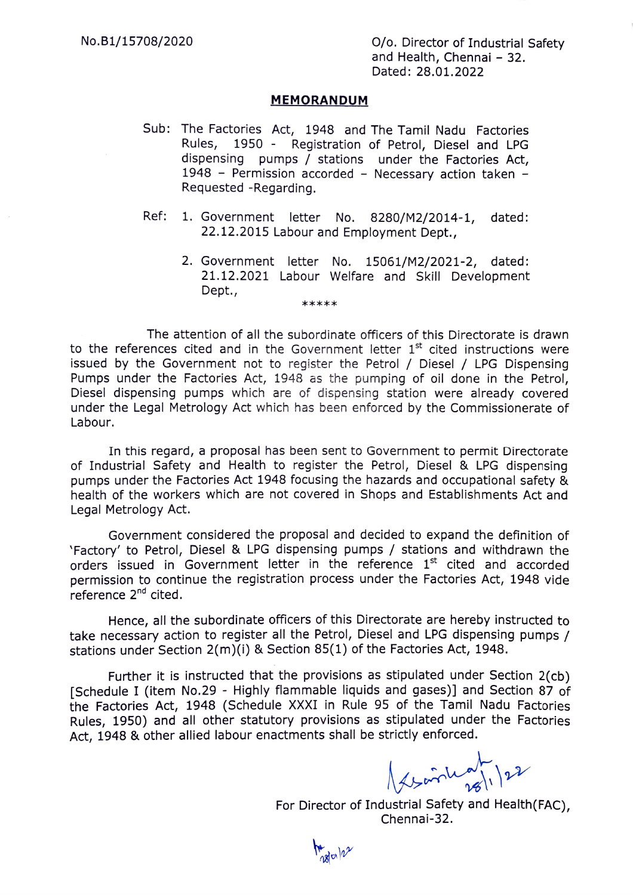No.B1/15708/2020

O/o. Director of Industrial Safety and Health, Chennai – 32.
Dated: 28.01.2022

## MEMORANDUM

Sub: The Factories Act, 1948 and The Tamil Nadu Factories Rules, 1950 - Registration of Petrol, Diesel and LPG dispensing pumps / stations under the Factories Act, 1948 – Permission accorded – Necessary action taken – Requested -Regarding.

Ref: 1. Government letter No. 8280/M2/2014-1, dated: 22.12.2015 Labour and Employment Dept.,

2. Government letter No. 15061/M2/2021-2, dated: 21.12.2021 Labour Welfare and Skill Development Dept.,

*****

The attention of all the subordinate officers of this Directorate is drawn to the references cited and in the Government letter 1st cited instructions were issued by the Government not to register the Petrol / Diesel / LPG Dispensing Pumps under the Factories Act, 1948 as the pumping of oil done in the Petrol, Diesel dispensing pumps which are of dispensing station were already covered under the Legal Metrology Act which has been enforced by the Commissionerate of Labour.

In this regard, a proposal has been sent to Government to permit Directorate of Industrial Safety and Health to register the Petrol, Diesel & LPG dispensing pumps under the Factories Act 1948 focusing the hazards and occupational safety & health of the workers which are not covered in Shops and Establishments Act and Legal Metrology Act.

Government considered the proposal and decided to expand the definition of 'Factory' to Petrol, Diesel & LPG dispensing pumps / stations and withdrawn the orders issued in Government letter in the reference 1st cited and accorded permission to continue the registration process under the Factories Act, 1948 vide reference 2nd cited.

Hence, all the subordinate officers of this Directorate are hereby instructed to take necessary action to register all the Petrol, Diesel and LPG dispensing pumps / stations under Section 2(m)(i) & Section 85(1) of the Factories Act, 1948.

Further it is instructed that the provisions as stipulated under Section 2(cb) [Schedule I (item No.29 - Highly flammable liquids and gases)] and Section 87 of the Factories Act, 1948 (Schedule XXXI in Rule 95 of the Tamil Nadu Factories Rules, 1950) and all other statutory provisions as stipulated under the Factories Act, 1948 & other allied labour enactments shall be strictly enforced.

28/1/22

For Director of Industrial Safety and Health(FAC),
Chennai-32.

28/01/22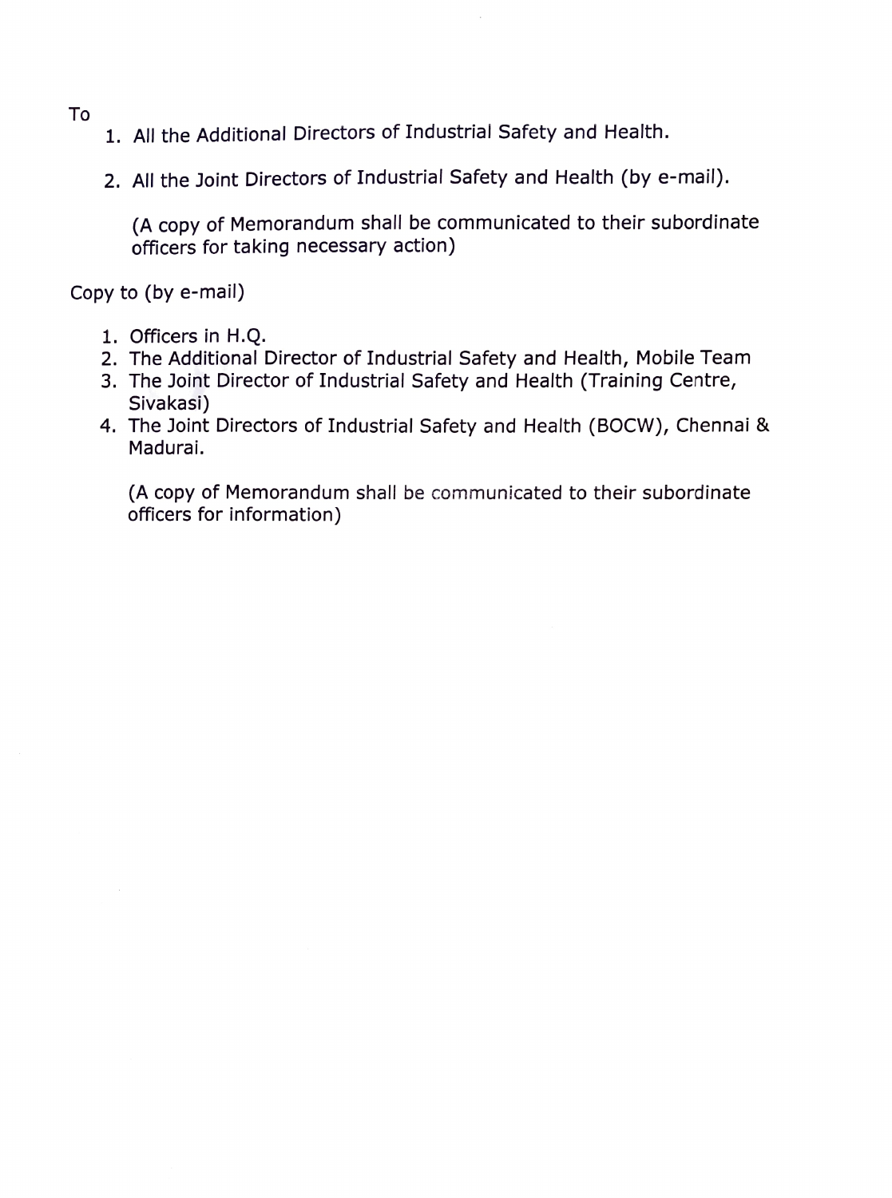To

1. All the Additional Directors of Industrial Safety and Health.

2. All the Joint Directors of Industrial Safety and Health (by e-mail).

   (A copy of Memorandum shall be communicated to their subordinate officers for taking necessary action)

Copy to (by e-mail)

1. Officers in H.Q.
2. The Additional Director of Industrial Safety and Health, Mobile Team
3. The Joint Director of Industrial Safety and Health (Training Centre, Sivakasi)
4. The Joint Directors of Industrial Safety and Health (BOCW), Chennai & Madurai.

   (A copy of Memorandum shall be communicated to their subordinate officers for information)